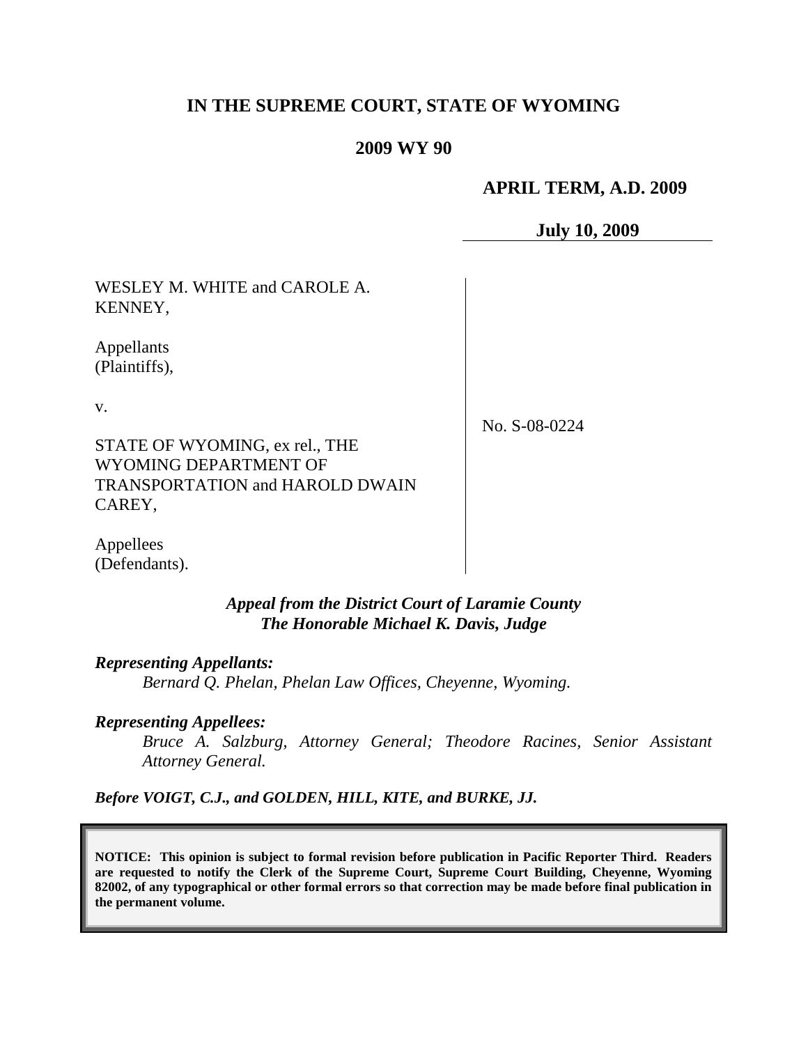# IN THE SUPREME COURT, STATE OF WYOMING

## 2009 WY 90

**APRIL TERM, A.D. 2009**

**July 10, 2009**

| | |
|---|---|
| WESLEY M. WHITE and CAROLE A. KENNEY,<br><br>Appellants (Plaintiffs),<br><br>v.<br><br>STATE OF WYOMING, ex rel., THE WYOMING DEPARTMENT OF TRANSPORTATION and HAROLD DWAIN CAREY,<br><br>Appellees (Defendants). | No. S-08-0224 |

***Appeal from the District Court of Laramie County***
***The Honorable Michael K. Davis, Judge***

***Representing Appellants:***

*Bernard Q. Phelan, Phelan Law Offices, Cheyenne, Wyoming.*

***Representing Appellees:***

*Bruce A. Salzburg, Attorney General; Theodore Racines, Senior Assistant Attorney General.*

***Before VOIGT, C.J., and GOLDEN, HILL, KITE, and BURKE, JJ.***

**NOTICE: This opinion is subject to formal revision before publication in Pacific Reporter Third. Readers are requested to notify the Clerk of the Supreme Court, Supreme Court Building, Cheyenne, Wyoming 82002, of any typographical or other formal errors so that correction may be made before final publication in the permanent volume.**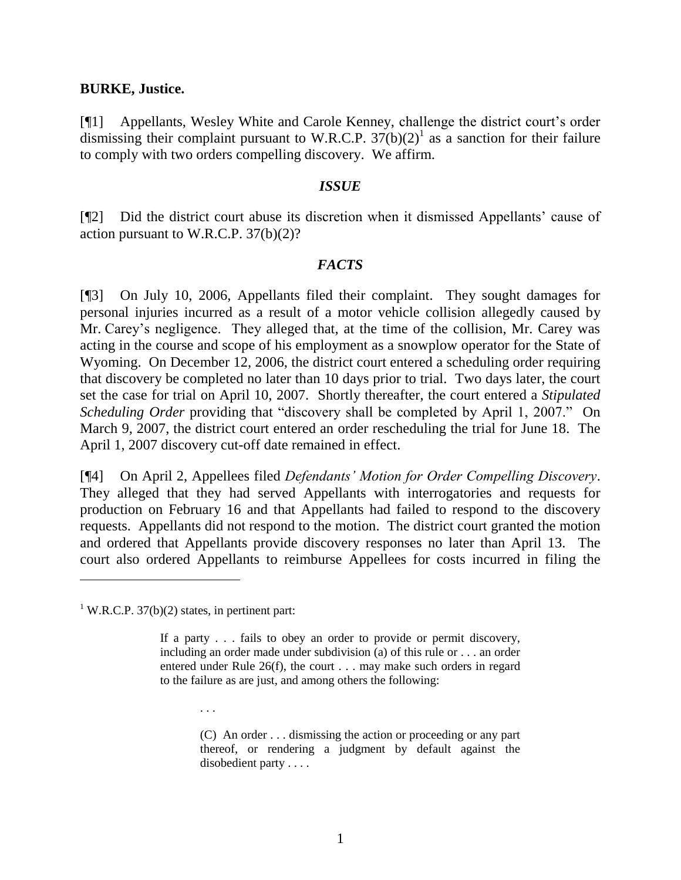**BURKE, Justice.**

[¶1] Appellants, Wesley White and Carole Kenney, challenge the district court's order dismissing their complaint pursuant to W.R.C.P. 37(b)(2)[1] as a sanction for their failure to comply with two orders compelling discovery. We affirm.

### *ISSUE*

[¶2] Did the district court abuse its discretion when it dismissed Appellants' cause of action pursuant to W.R.C.P. 37(b)(2)?

### *FACTS*

[¶3] On July 10, 2006, Appellants filed their complaint. They sought damages for personal injuries incurred as a result of a motor vehicle collision allegedly caused by Mr. Carey's negligence. They alleged that, at the time of the collision, Mr. Carey was acting in the course and scope of his employment as a snowplow operator for the State of Wyoming. On December 12, 2006, the district court entered a scheduling order requiring that discovery be completed no later than 10 days prior to trial. Two days later, the court set the case for trial on April 10, 2007. Shortly thereafter, the court entered a *Stipulated Scheduling Order* providing that "discovery shall be completed by April 1, 2007." On March 9, 2007, the district court entered an order rescheduling the trial for June 18. The April 1, 2007 discovery cut-off date remained in effect.

[¶4] On April 2, Appellees filed *Defendants' Motion for Order Compelling Discovery*. They alleged that they had served Appellants with interrogatories and requests for production on February 16 and that Appellants had failed to respond to the discovery requests. Appellants did not respond to the motion. The district court granted the motion and ordered that Appellants provide discovery responses no later than April 13. The court also ordered Appellants to reimburse Appellees for costs incurred in filing the

---

[1] W.R.C.P. 37(b)(2) states, in pertinent part:

> If a party . . . fails to obey an order to provide or permit discovery, including an order made under subdivision (a) of this rule or . . . an order entered under Rule 26(f), the court . . . may make such orders in regard to the failure as are just, and among others the following:
>
> . . .
>
> (C) An order . . . dismissing the action or proceeding or any part thereof, or rendering a judgment by default against the disobedient party . . . .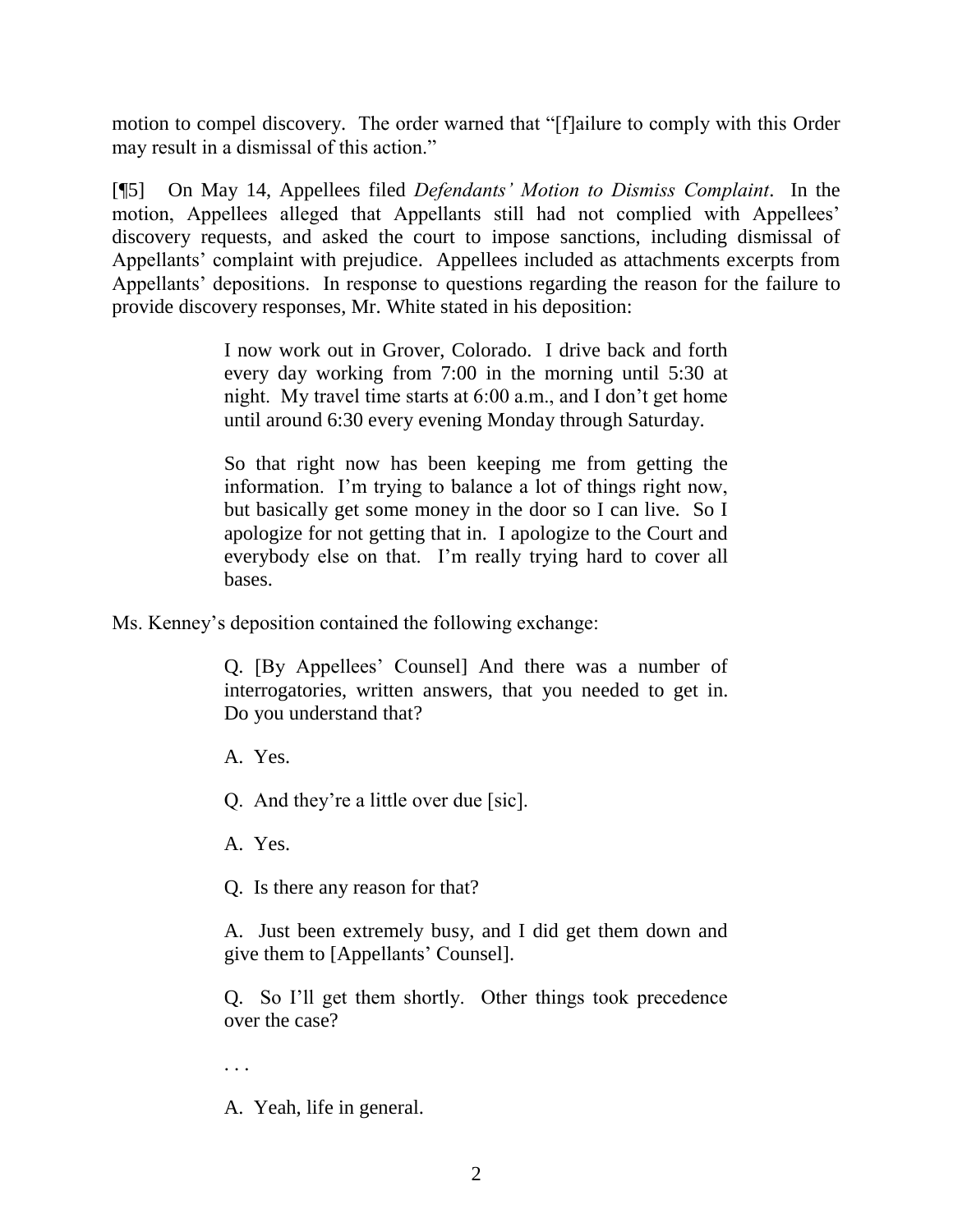motion to compel discovery. The order warned that "[f]ailure to comply with this Order may result in a dismissal of this action."

[¶5] On May 14, Appellees filed *Defendants' Motion to Dismiss Complaint*. In the motion, Appellees alleged that Appellants still had not complied with Appellees' discovery requests, and asked the court to impose sanctions, including dismissal of Appellants' complaint with prejudice. Appellees included as attachments excerpts from Appellants' depositions. In response to questions regarding the reason for the failure to provide discovery responses, Mr. White stated in his deposition:

> I now work out in Grover, Colorado. I drive back and forth every day working from 7:00 in the morning until 5:30 at night. My travel time starts at 6:00 a.m., and I don't get home until around 6:30 every evening Monday through Saturday.
>
> So that right now has been keeping me from getting the information. I'm trying to balance a lot of things right now, but basically get some money in the door so I can live. So I apologize for not getting that in. I apologize to the Court and everybody else on that. I'm really trying hard to cover all bases.

Ms. Kenney's deposition contained the following exchange:

> Q. [By Appellees' Counsel] And there was a number of interrogatories, written answers, that you needed to get in. Do you understand that?
>
> A. Yes.
>
> Q. And they're a little over due [sic].
>
> A. Yes.
>
> Q. Is there any reason for that?
>
> A. Just been extremely busy, and I did get them down and give them to [Appellants' Counsel].
>
> Q. So I'll get them shortly. Other things took precedence over the case?
>
> . . .
>
> A. Yeah, life in general.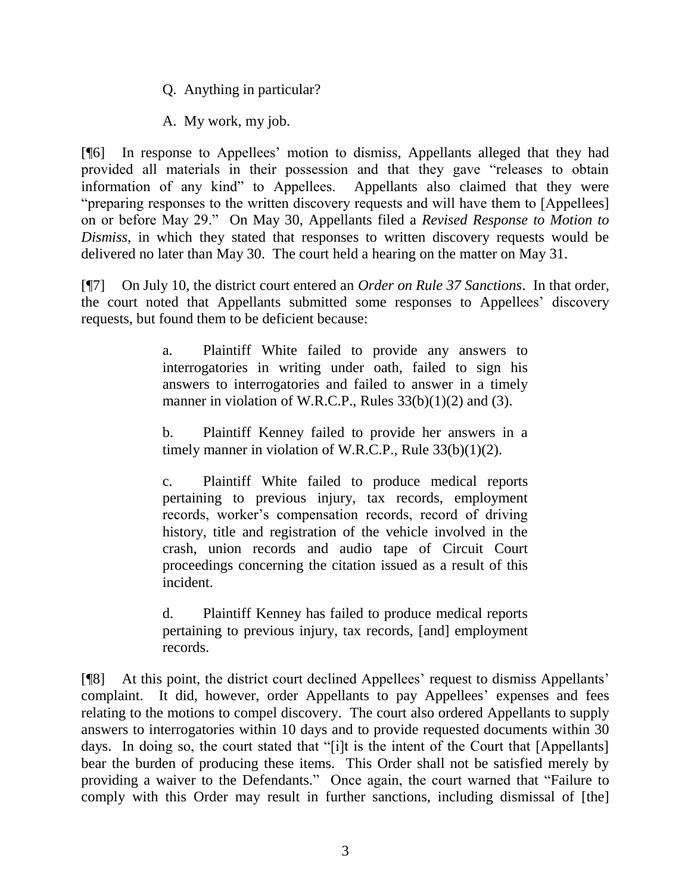Q. Anything in particular?

A. My work, my job.

[¶6] In response to Appellees' motion to dismiss, Appellants alleged that they had provided all materials in their possession and that they gave "releases to obtain information of any kind" to Appellees. Appellants also claimed that they were "preparing responses to the written discovery requests and will have them to [Appellees] on or before May 29." On May 30, Appellants filed a *Revised Response to Motion to Dismiss*, in which they stated that responses to written discovery requests would be delivered no later than May 30. The court held a hearing on the matter on May 31.

[¶7] On July 10, the district court entered an *Order on Rule 37 Sanctions*. In that order, the court noted that Appellants submitted some responses to Appellees' discovery requests, but found them to be deficient because:

> a. Plaintiff White failed to provide any answers to interrogatories in writing under oath, failed to sign his answers to interrogatories and failed to answer in a timely manner in violation of W.R.C.P., Rules 33(b)(1)(2) and (3).
>
> b. Plaintiff Kenney failed to provide her answers in a timely manner in violation of W.R.C.P., Rule 33(b)(1)(2).
>
> c. Plaintiff White failed to produce medical reports pertaining to previous injury, tax records, employment records, worker's compensation records, record of driving history, title and registration of the vehicle involved in the crash, union records and audio tape of Circuit Court proceedings concerning the citation issued as a result of this incident.
>
> d. Plaintiff Kenney has failed to produce medical reports pertaining to previous injury, tax records, [and] employment records.

[¶8] At this point, the district court declined Appellees' request to dismiss Appellants' complaint. It did, however, order Appellants to pay Appellees' expenses and fees relating to the motions to compel discovery. The court also ordered Appellants to supply answers to interrogatories within 10 days and to provide requested documents within 30 days. In doing so, the court stated that "[i]t is the intent of the Court that [Appellants] bear the burden of producing these items. This Order shall not be satisfied merely by providing a waiver to the Defendants." Once again, the court warned that "Failure to comply with this Order may result in further sanctions, including dismissal of [the]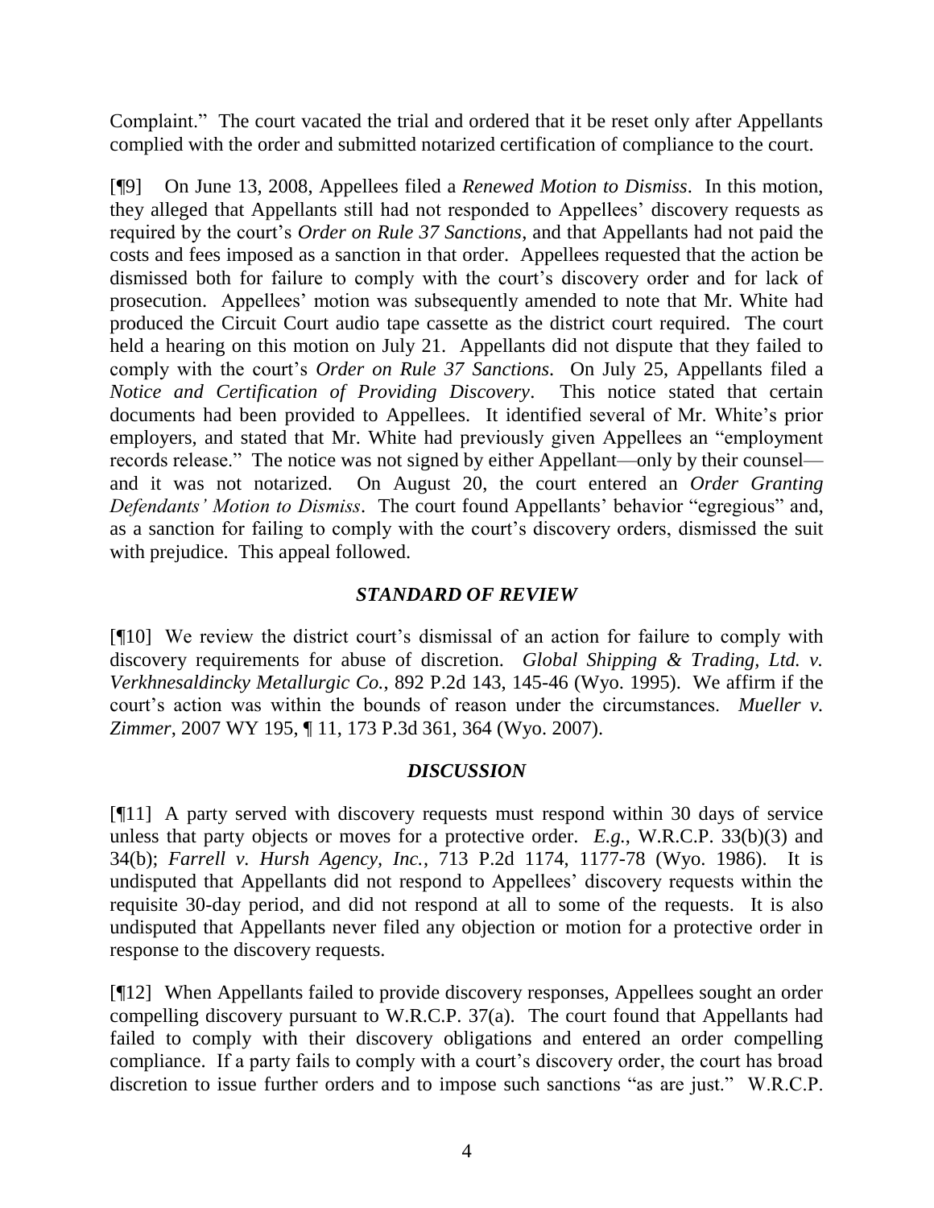Complaint." The court vacated the trial and ordered that it be reset only after Appellants complied with the order and submitted notarized certification of compliance to the court.

[¶9] On June 13, 2008, Appellees filed a *Renewed Motion to Dismiss*. In this motion, they alleged that Appellants still had not responded to Appellees' discovery requests as required by the court's *Order on Rule 37 Sanctions*, and that Appellants had not paid the costs and fees imposed as a sanction in that order. Appellees requested that the action be dismissed both for failure to comply with the court's discovery order and for lack of prosecution. Appellees' motion was subsequently amended to note that Mr. White had produced the Circuit Court audio tape cassette as the district court required. The court held a hearing on this motion on July 21. Appellants did not dispute that they failed to comply with the court's *Order on Rule 37 Sanctions*. On July 25, Appellants filed a *Notice and Certification of Providing Discovery*. This notice stated that certain documents had been provided to Appellees. It identified several of Mr. White's prior employers, and stated that Mr. White had previously given Appellees an "employment records release." The notice was not signed by either Appellant—only by their counsel—and it was not notarized. On August 20, the court entered an *Order Granting Defendants' Motion to Dismiss*. The court found Appellants' behavior "egregious" and, as a sanction for failing to comply with the court's discovery orders, dismissed the suit with prejudice. This appeal followed.

## *STANDARD OF REVIEW*

[¶10] We review the district court's dismissal of an action for failure to comply with discovery requirements for abuse of discretion. *Global Shipping & Trading, Ltd. v. Verkhnesaldincky Metallurgic Co.*, 892 P.2d 143, 145-46 (Wyo. 1995). We affirm if the court's action was within the bounds of reason under the circumstances. *Mueller v. Zimmer*, 2007 WY 195, ¶ 11, 173 P.3d 361, 364 (Wyo. 2007).

## *DISCUSSION*

[¶11] A party served with discovery requests must respond within 30 days of service unless that party objects or moves for a protective order. *E.g.*, W.R.C.P. 33(b)(3) and 34(b); *Farrell v. Hursh Agency, Inc.*, 713 P.2d 1174, 1177-78 (Wyo. 1986). It is undisputed that Appellants did not respond to Appellees' discovery requests within the requisite 30-day period, and did not respond at all to some of the requests. It is also undisputed that Appellants never filed any objection or motion for a protective order in response to the discovery requests.

[¶12] When Appellants failed to provide discovery responses, Appellees sought an order compelling discovery pursuant to W.R.C.P. 37(a). The court found that Appellants had failed to comply with their discovery obligations and entered an order compelling compliance. If a party fails to comply with a court's discovery order, the court has broad discretion to issue further orders and to impose such sanctions "as are just." W.R.C.P.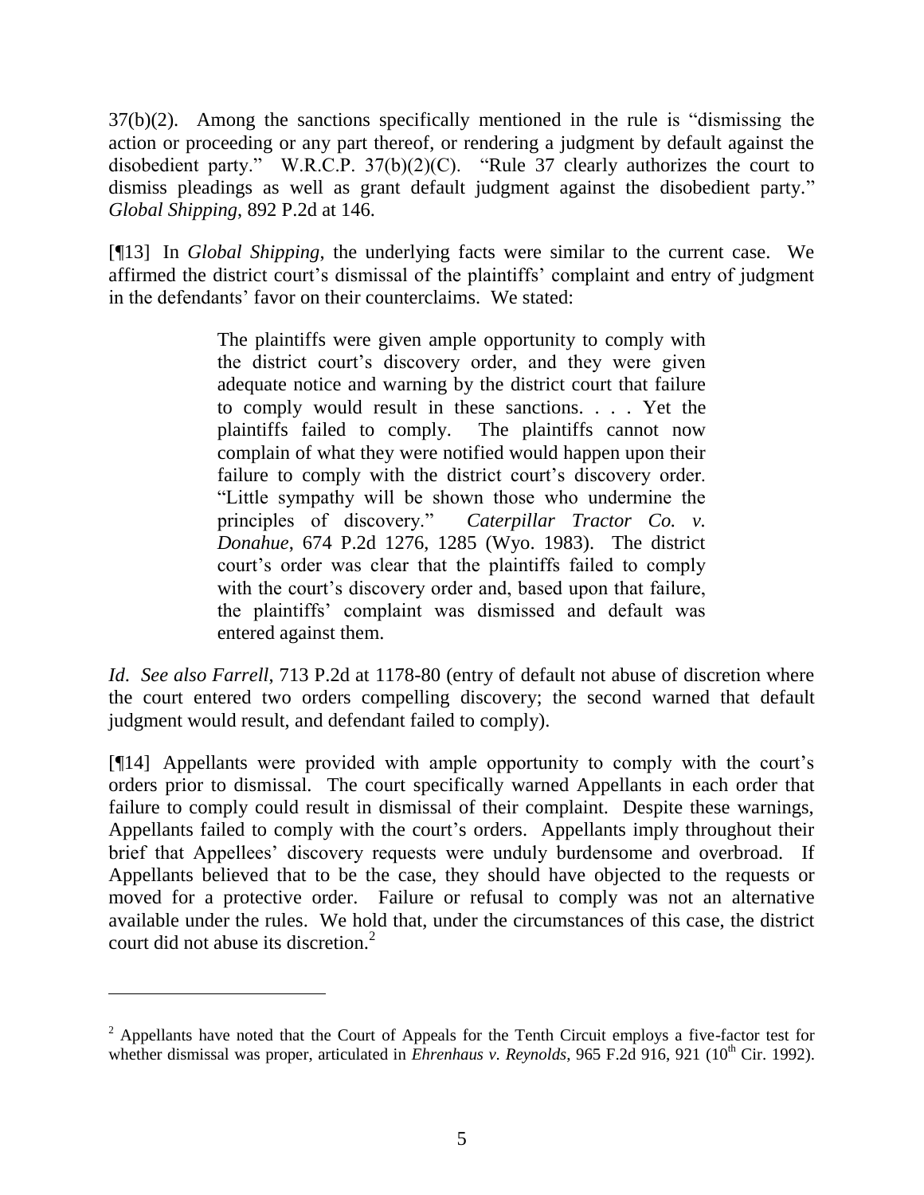37(b)(2). Among the sanctions specifically mentioned in the rule is "dismissing the action or proceeding or any part thereof, or rendering a judgment by default against the disobedient party." W.R.C.P. 37(b)(2)(C). "Rule 37 clearly authorizes the court to dismiss pleadings as well as grant default judgment against the disobedient party." *Global Shipping*, 892 P.2d at 146.

[¶13] In *Global Shipping*, the underlying facts were similar to the current case. We affirmed the district court's dismissal of the plaintiffs' complaint and entry of judgment in the defendants' favor on their counterclaims. We stated:

> The plaintiffs were given ample opportunity to comply with the district court's discovery order, and they were given adequate notice and warning by the district court that failure to comply would result in these sanctions. . . . Yet the plaintiffs failed to comply. The plaintiffs cannot now complain of what they were notified would happen upon their failure to comply with the district court's discovery order. "Little sympathy will be shown those who undermine the principles of discovery." *Caterpillar Tractor Co. v. Donahue*, 674 P.2d 1276, 1285 (Wyo. 1983). The district court's order was clear that the plaintiffs failed to comply with the court's discovery order and, based upon that failure, the plaintiffs' complaint was dismissed and default was entered against them.

*Id*. *See also Farrell*, 713 P.2d at 1178-80 (entry of default not abuse of discretion where the court entered two orders compelling discovery; the second warned that default judgment would result, and defendant failed to comply).

[¶14] Appellants were provided with ample opportunity to comply with the court's orders prior to dismissal. The court specifically warned Appellants in each order that failure to comply could result in dismissal of their complaint. Despite these warnings, Appellants failed to comply with the court's orders. Appellants imply throughout their brief that Appellees' discovery requests were unduly burdensome and overbroad. If Appellants believed that to be the case, they should have objected to the requests or moved for a protective order. Failure or refusal to comply was not an alternative available under the rules. We hold that, under the circumstances of this case, the district court did not abuse its discretion.[2]

---

[2] Appellants have noted that the Court of Appeals for the Tenth Circuit employs a five-factor test for whether dismissal was proper, articulated in *Ehrenhaus v. Reynolds*, 965 F.2d 916, 921 (10th Cir. 1992).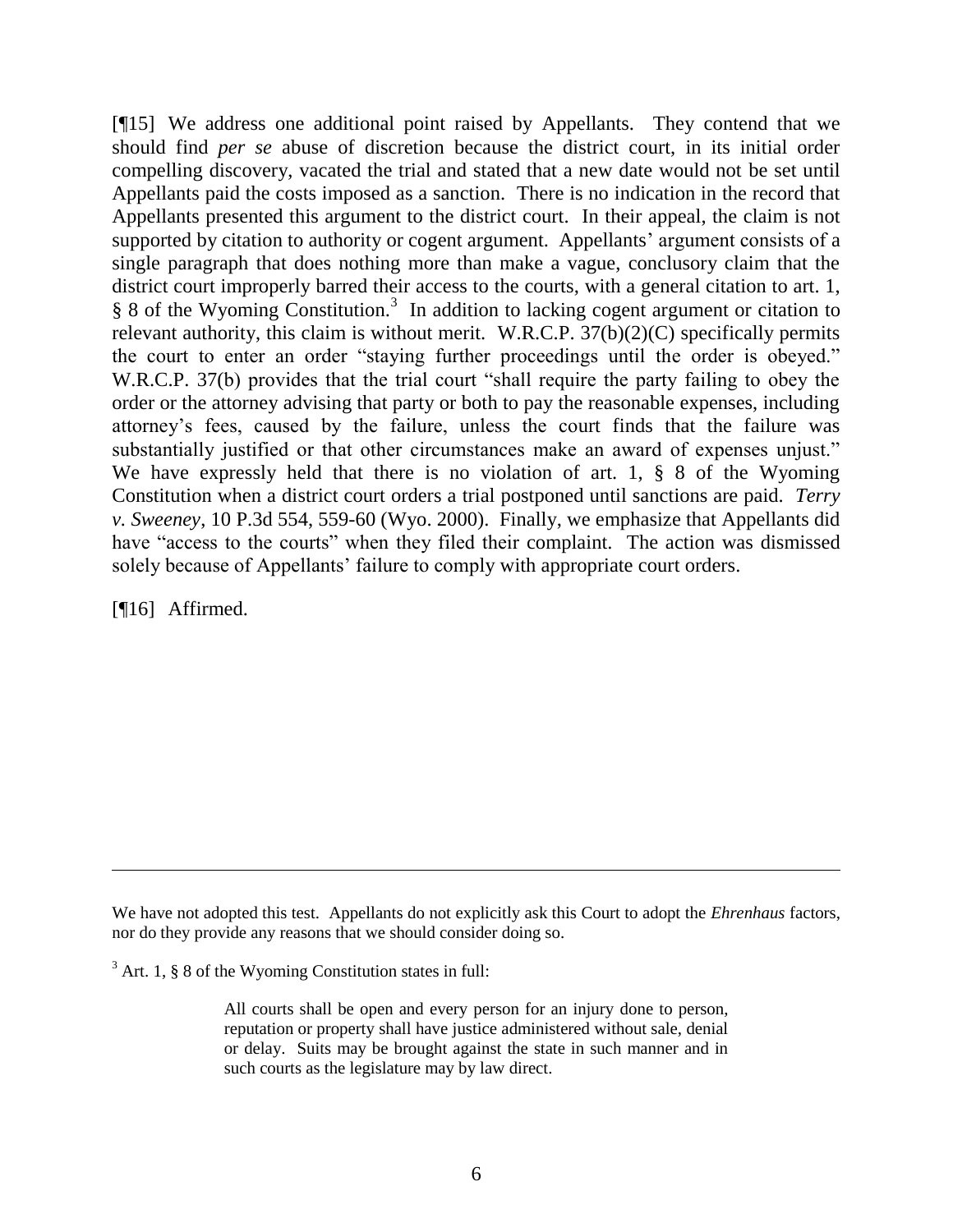[¶15] We address one additional point raised by Appellants. They contend that we should find *per se* abuse of discretion because the district court, in its initial order compelling discovery, vacated the trial and stated that a new date would not be set until Appellants paid the costs imposed as a sanction. There is no indication in the record that Appellants presented this argument to the district court. In their appeal, the claim is not supported by citation to authority or cogent argument. Appellants' argument consists of a single paragraph that does nothing more than make a vague, conclusory claim that the district court improperly barred their access to the courts, with a general citation to art. 1, § 8 of the Wyoming Constitution.[3] In addition to lacking cogent argument or citation to relevant authority, this claim is without merit. W.R.C.P. 37(b)(2)(C) specifically permits the court to enter an order "staying further proceedings until the order is obeyed." W.R.C.P. 37(b) provides that the trial court "shall require the party failing to obey the order or the attorney advising that party or both to pay the reasonable expenses, including attorney's fees, caused by the failure, unless the court finds that the failure was substantially justified or that other circumstances make an award of expenses unjust." We have expressly held that there is no violation of art. 1, § 8 of the Wyoming Constitution when a district court orders a trial postponed until sanctions are paid. *Terry v. Sweeney*, 10 P.3d 554, 559-60 (Wyo. 2000). Finally, we emphasize that Appellants did have "access to the courts" when they filed their complaint. The action was dismissed solely because of Appellants' failure to comply with appropriate court orders.

[¶16] Affirmed.

---

We have not adopted this test. Appellants do not explicitly ask this Court to adopt the *Ehrenhaus* factors, nor do they provide any reasons that we should consider doing so.

[3] Art. 1, § 8 of the Wyoming Constitution states in full:

> All courts shall be open and every person for an injury done to person, reputation or property shall have justice administered without sale, denial or delay. Suits may be brought against the state in such manner and in such courts as the legislature may by law direct.